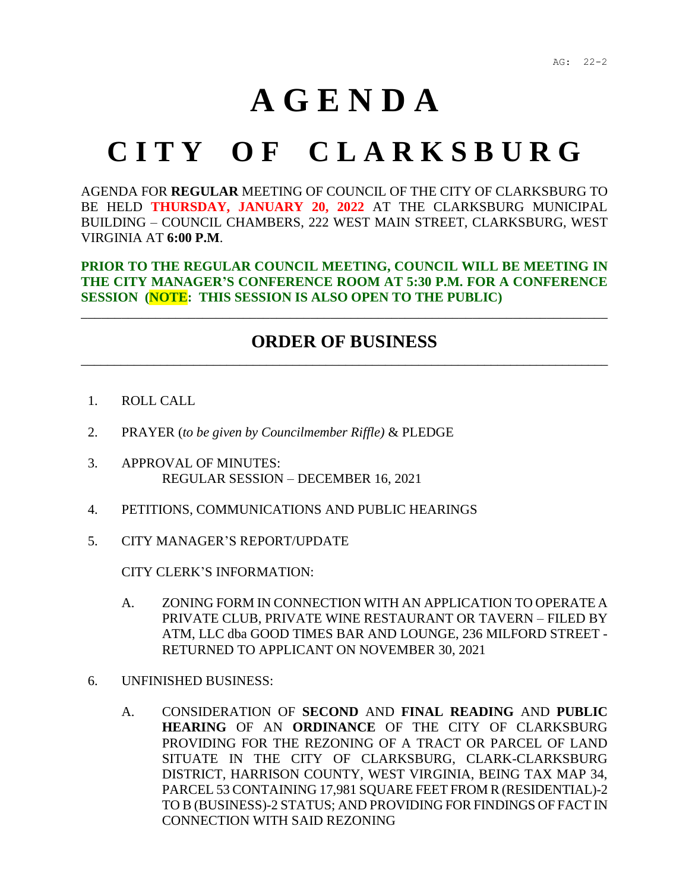AG: 22-2

# A G E N D A

# C I T Y O F C L A R K S B U R G

AGENDA FOR **REGULAR** MEETING OF COUNCIL OF THE CITY OF CLARKSBURG TO BE HELD **THURSDAY, JANUARY 20, 2022** AT THE CLARKSBURG MUNICIPAL BUILDING – COUNCIL CHAMBERS, 222 WEST MAIN STREET, CLARKSBURG, WEST VIRGINIA AT **6:00 P.M**.

**PRIOR TO THE REGULAR COUNCIL MEETING, COUNCIL WILL BE MEETING IN THE CITY MANAGER'S CONFERENCE ROOM AT 5:30 P.M. FOR A CONFERENCE SESSION (NOTE: THIS SESSION IS ALSO OPEN TO THE PUBLIC)**

---

## ORDER OF BUSINESS

---

1. ROLL CALL

2. PRAYER (*to be given by Councilmember Riffle)* & PLEDGE

3. APPROVAL OF MINUTES:
   REGULAR SESSION – DECEMBER 16, 2021

4. PETITIONS, COMMUNICATIONS AND PUBLIC HEARINGS

5. CITY MANAGER'S REPORT/UPDATE

   CITY CLERK'S INFORMATION:

   A. ZONING FORM IN CONNECTION WITH AN APPLICATION TO OPERATE A PRIVATE CLUB, PRIVATE WINE RESTAURANT OR TAVERN – FILED BY ATM, LLC dba GOOD TIMES BAR AND LOUNGE, 236 MILFORD STREET - RETURNED TO APPLICANT ON NOVEMBER 30, 2021

6. UNFINISHED BUSINESS:

   A. CONSIDERATION OF **SECOND** AND **FINAL READING** AND **PUBLIC HEARING** OF AN **ORDINANCE** OF THE CITY OF CLARKSBURG PROVIDING FOR THE REZONING OF A TRACT OR PARCEL OF LAND SITUATE IN THE CITY OF CLARKSBURG, CLARK-CLARKSBURG DISTRICT, HARRISON COUNTY, WEST VIRGINIA, BEING TAX MAP 34, PARCEL 53 CONTAINING 17,981 SQUARE FEET FROM R (RESIDENTIAL)-2 TO B (BUSINESS)-2 STATUS; AND PROVIDING FOR FINDINGS OF FACT IN CONNECTION WITH SAID REZONING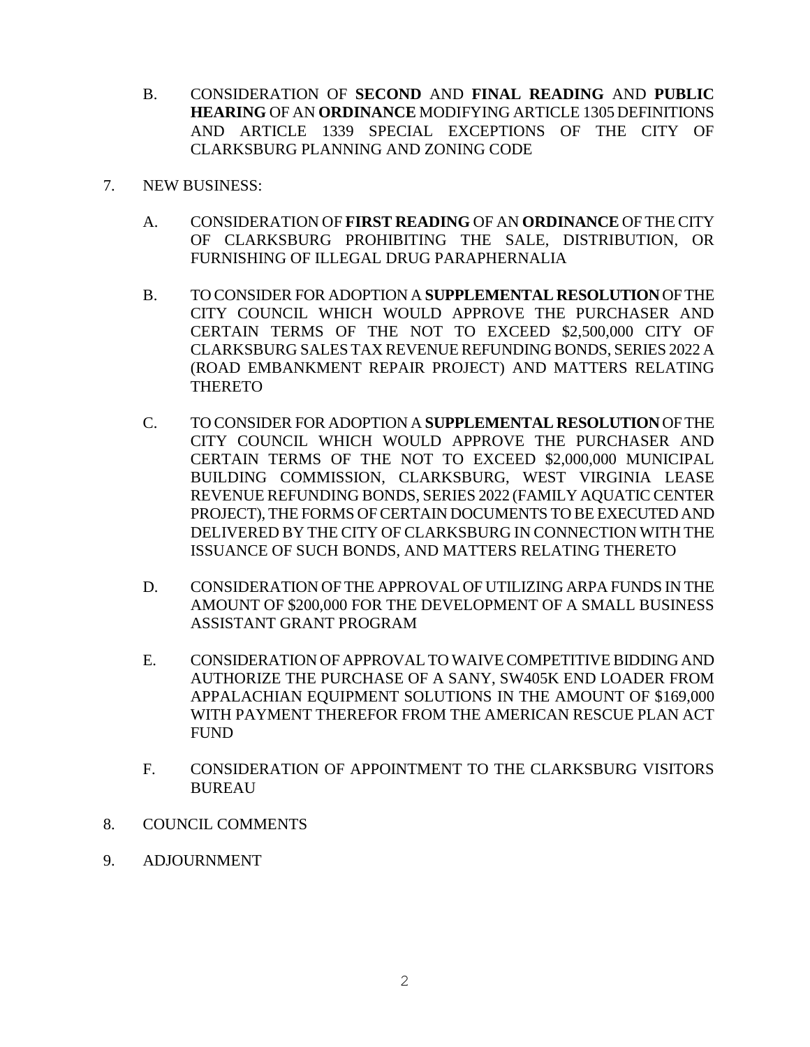B. CONSIDERATION OF **SECOND** AND **FINAL READING** AND **PUBLIC HEARING** OF AN **ORDINANCE** MODIFYING ARTICLE 1305 DEFINITIONS AND ARTICLE 1339 SPECIAL EXCEPTIONS OF THE CITY OF CLARKSBURG PLANNING AND ZONING CODE

7. NEW BUSINESS:

A. CONSIDERATION OF **FIRST READING** OF AN **ORDINANCE** OF THE CITY OF CLARKSBURG PROHIBITING THE SALE, DISTRIBUTION, OR FURNISHING OF ILLEGAL DRUG PARAPHERNALIA

B. TO CONSIDER FOR ADOPTION A **SUPPLEMENTAL RESOLUTION** OF THE CITY COUNCIL WHICH WOULD APPROVE THE PURCHASER AND CERTAIN TERMS OF THE NOT TO EXCEED $2,500,000 CITY OF CLARKSBURG SALES TAX REVENUE REFUNDING BONDS, SERIES 2022 A (ROAD EMBANKMENT REPAIR PROJECT) AND MATTERS RELATING THERETO

C. TO CONSIDER FOR ADOPTION A **SUPPLEMENTAL RESOLUTION** OF THE CITY COUNCIL WHICH WOULD APPROVE THE PURCHASER AND CERTAIN TERMS OF THE NOT TO EXCEED $2,000,000 MUNICIPAL BUILDING COMMISSION, CLARKSBURG, WEST VIRGINIA LEASE REVENUE REFUNDING BONDS, SERIES 2022 (FAMILY AQUATIC CENTER PROJECT), THE FORMS OF CERTAIN DOCUMENTS TO BE EXECUTED AND DELIVERED BY THE CITY OF CLARKSBURG IN CONNECTION WITH THE ISSUANCE OF SUCH BONDS, AND MATTERS RELATING THERETO

D. CONSIDERATION OF THE APPROVAL OF UTILIZING ARPA FUNDS IN THE AMOUNT OF $200,000 FOR THE DEVELOPMENT OF A SMALL BUSINESS ASSISTANT GRANT PROGRAM

E. CONSIDERATION OF APPROVAL TO WAIVE COMPETITIVE BIDDING AND AUTHORIZE THE PURCHASE OF A SANY, SW405K END LOADER FROM APPALACHIAN EQUIPMENT SOLUTIONS IN THE AMOUNT OF $169,000 WITH PAYMENT THEREFOR FROM THE AMERICAN RESCUE PLAN ACT FUND

F. CONSIDERATION OF APPOINTMENT TO THE CLARKSBURG VISITORS BUREAU

8. COUNCIL COMMENTS

9. ADJOURNMENT